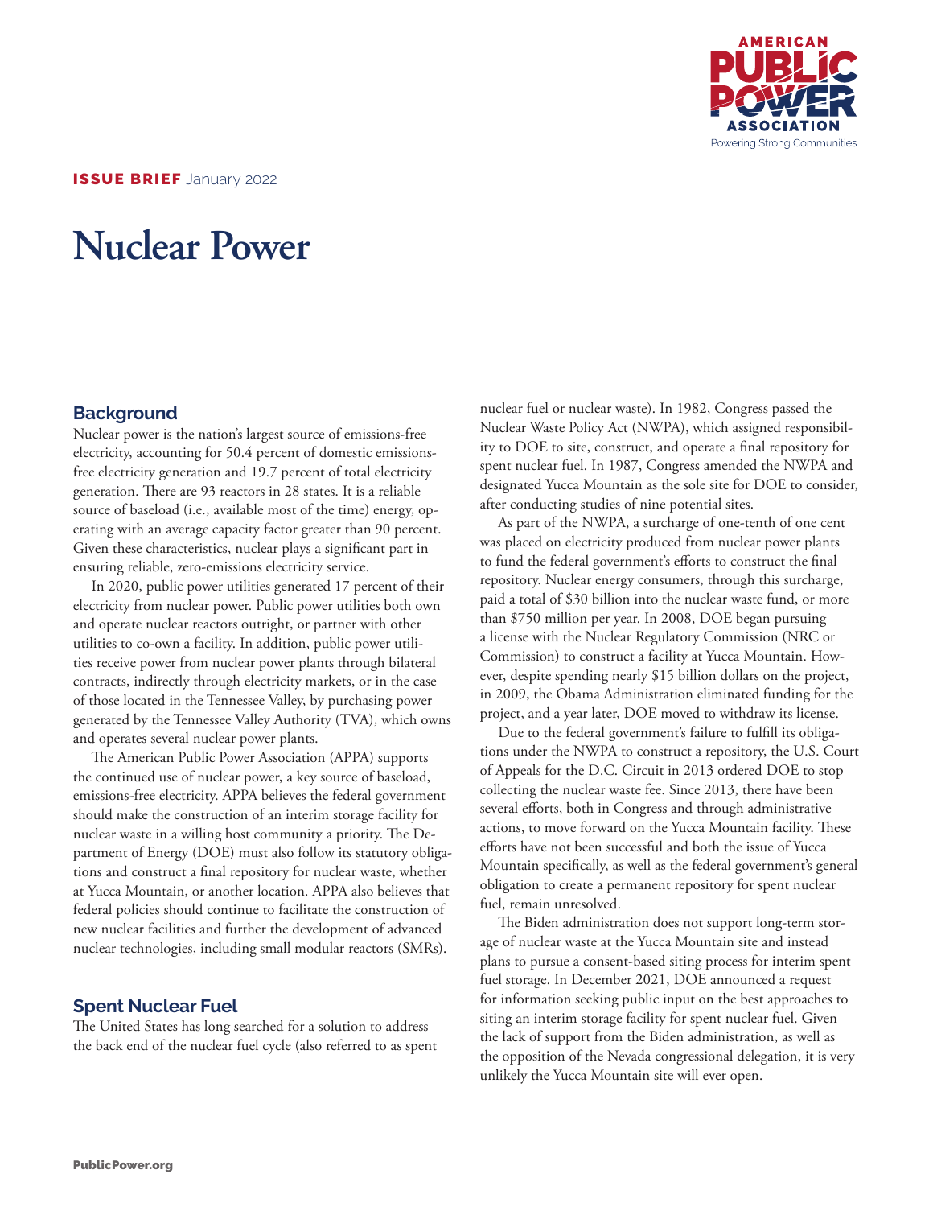**ISSUE BRIEF** January 2022

# Nuclear Power

## Background

Nuclear power is the nation's largest source of emissions-free electricity, accounting for 50.4 percent of domestic emissions-free electricity generation and 19.7 percent of total electricity generation. There are 93 reactors in 28 states. It is a reliable source of baseload (i.e., available most of the time) energy, operating with an average capacity factor greater than 90 percent. Given these characteristics, nuclear plays a significant part in ensuring reliable, zero-emissions electricity service.

In 2020, public power utilities generated 17 percent of their electricity from nuclear power. Public power utilities both own and operate nuclear reactors outright, or partner with other utilities to co-own a facility. In addition, public power utilities receive power from nuclear power plants through bilateral contracts, indirectly through electricity markets, or in the case of those located in the Tennessee Valley, by purchasing power generated by the Tennessee Valley Authority (TVA), which owns and operates several nuclear power plants.

The American Public Power Association (APPA) supports the continued use of nuclear power, a key source of baseload, emissions-free electricity. APPA believes the federal government should make the construction of an interim storage facility for nuclear waste in a willing host community a priority. The Department of Energy (DOE) must also follow its statutory obligations and construct a final repository for nuclear waste, whether at Yucca Mountain, or another location. APPA also believes that federal policies should continue to facilitate the construction of new nuclear facilities and further the development of advanced nuclear technologies, including small modular reactors (SMRs).

## Spent Nuclear Fuel

The United States has long searched for a solution to address the back end of the nuclear fuel cycle (also referred to as spent nuclear fuel or nuclear waste). In 1982, Congress passed the Nuclear Waste Policy Act (NWPA), which assigned responsibility to DOE to site, construct, and operate a final repository for spent nuclear fuel. In 1987, Congress amended the NWPA and designated Yucca Mountain as the sole site for DOE to consider, after conducting studies of nine potential sites.

As part of the NWPA, a surcharge of one-tenth of one cent was placed on electricity produced from nuclear power plants to fund the federal government's efforts to construct the final repository. Nuclear energy consumers, through this surcharge, paid a total of $30 billion into the nuclear waste fund, or more than $750 million per year. In 2008, DOE began pursuing a license with the Nuclear Regulatory Commission (NRC or Commission) to construct a facility at Yucca Mountain. However, despite spending nearly $15 billion dollars on the project, in 2009, the Obama Administration eliminated funding for the project, and a year later, DOE moved to withdraw its license.

Due to the federal government's failure to fulfill its obligations under the NWPA to construct a repository, the U.S. Court of Appeals for the D.C. Circuit in 2013 ordered DOE to stop collecting the nuclear waste fee. Since 2013, there have been several efforts, both in Congress and through administrative actions, to move forward on the Yucca Mountain facility. These efforts have not been successful and both the issue of Yucca Mountain specifically, as well as the federal government's general obligation to create a permanent repository for spent nuclear fuel, remain unresolved.

The Biden administration does not support long-term storage of nuclear waste at the Yucca Mountain site and instead plans to pursue a consent-based siting process for interim spent fuel storage. In December 2021, DOE announced a request for information seeking public input on the best approaches to siting an interim storage facility for spent nuclear fuel. Given the lack of support from the Biden administration, as well as the opposition of the Nevada congressional delegation, it is very unlikely the Yucca Mountain site will ever open.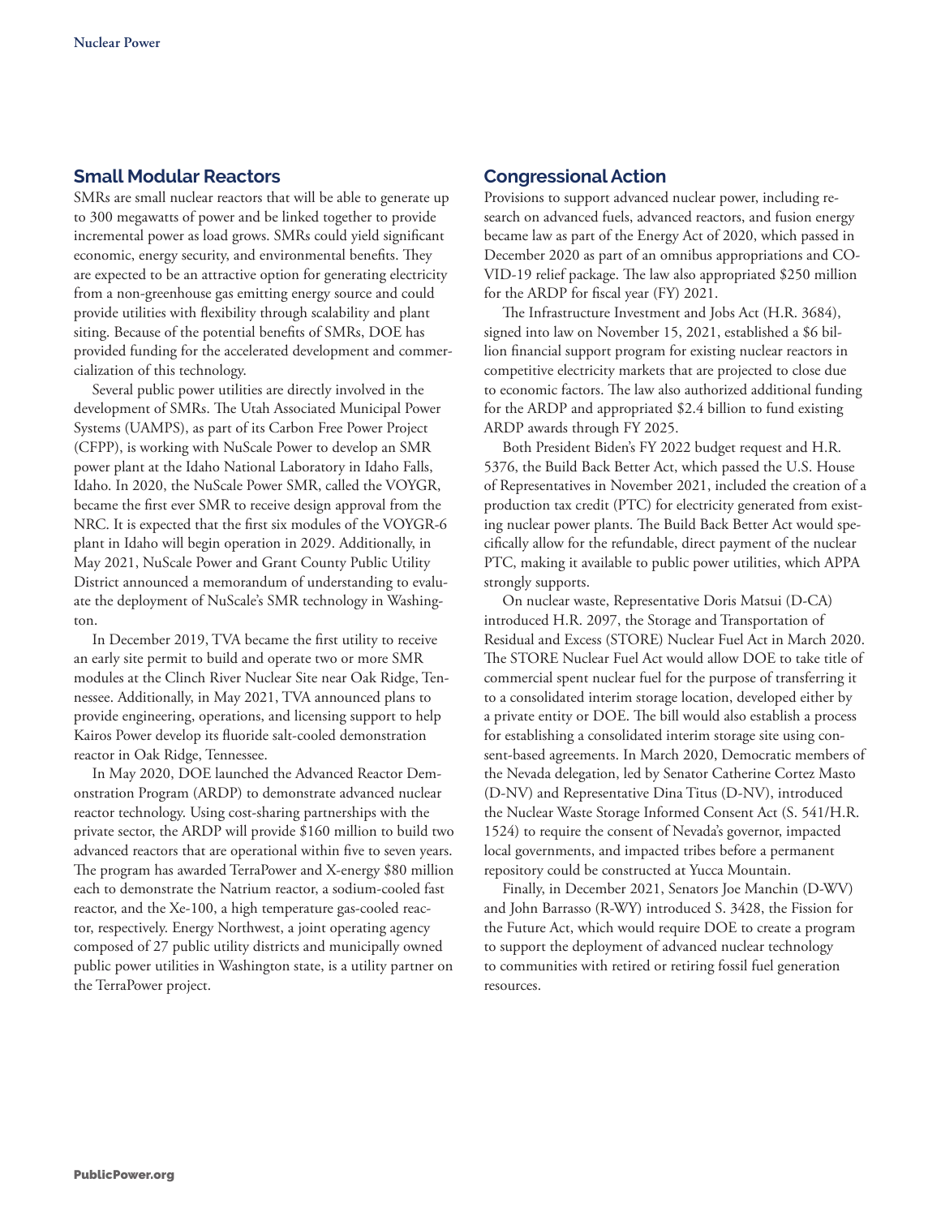## Small Modular Reactors

SMRs are small nuclear reactors that will be able to generate up to 300 megawatts of power and be linked together to provide incremental power as load grows. SMRs could yield significant economic, energy security, and environmental benefits. They are expected to be an attractive option for generating electricity from a non-greenhouse gas emitting energy source and could provide utilities with flexibility through scalability and plant siting. Because of the potential benefits of SMRs, DOE has provided funding for the accelerated development and commercialization of this technology.

Several public power utilities are directly involved in the development of SMRs. The Utah Associated Municipal Power Systems (UAMPS), as part of its Carbon Free Power Project (CFPP), is working with NuScale Power to develop an SMR power plant at the Idaho National Laboratory in Idaho Falls, Idaho. In 2020, the NuScale Power SMR, called the VOYGR, became the first ever SMR to receive design approval from the NRC. It is expected that the first six modules of the VOYGR-6 plant in Idaho will begin operation in 2029. Additionally, in May 2021, NuScale Power and Grant County Public Utility District announced a memorandum of understanding to evaluate the deployment of NuScale's SMR technology in Washington.

In December 2019, TVA became the first utility to receive an early site permit to build and operate two or more SMR modules at the Clinch River Nuclear Site near Oak Ridge, Tennessee. Additionally, in May 2021, TVA announced plans to provide engineering, operations, and licensing support to help Kairos Power develop its fluoride salt-cooled demonstration reactor in Oak Ridge, Tennessee.

In May 2020, DOE launched the Advanced Reactor Demonstration Program (ARDP) to demonstrate advanced nuclear reactor technology. Using cost-sharing partnerships with the private sector, the ARDP will provide $160 million to build two advanced reactors that are operational within five to seven years. The program has awarded TerraPower and X-energy $80 million each to demonstrate the Natrium reactor, a sodium-cooled fast reactor, and the Xe-100, a high temperature gas-cooled reactor, respectively. Energy Northwest, a joint operating agency composed of 27 public utility districts and municipally owned public power utilities in Washington state, is a utility partner on the TerraPower project.

## Congressional Action

Provisions to support advanced nuclear power, including research on advanced fuels, advanced reactors, and fusion energy became law as part of the Energy Act of 2020, which passed in December 2020 as part of an omnibus appropriations and COVID-19 relief package. The law also appropriated $250 million for the ARDP for fiscal year (FY) 2021.

The Infrastructure Investment and Jobs Act (H.R. 3684), signed into law on November 15, 2021, established a $6 billion financial support program for existing nuclear reactors in competitive electricity markets that are projected to close due to economic factors. The law also authorized additional funding for the ARDP and appropriated $2.4 billion to fund existing ARDP awards through FY 2025.

Both President Biden's FY 2022 budget request and H.R. 5376, the Build Back Better Act, which passed the U.S. House of Representatives in November 2021, included the creation of a production tax credit (PTC) for electricity generated from existing nuclear power plants. The Build Back Better Act would specifically allow for the refundable, direct payment of the nuclear PTC, making it available to public power utilities, which APPA strongly supports.

On nuclear waste, Representative Doris Matsui (D-CA) introduced H.R. 2097, the Storage and Transportation of Residual and Excess (STORE) Nuclear Fuel Act in March 2020. The STORE Nuclear Fuel Act would allow DOE to take title of commercial spent nuclear fuel for the purpose of transferring it to a consolidated interim storage location, developed either by a private entity or DOE. The bill would also establish a process for establishing a consolidated interim storage site using consent-based agreements. In March 2020, Democratic members of the Nevada delegation, led by Senator Catherine Cortez Masto (D-NV) and Representative Dina Titus (D-NV), introduced the Nuclear Waste Storage Informed Consent Act (S. 541/H.R. 1524) to require the consent of Nevada's governor, impacted local governments, and impacted tribes before a permanent repository could be constructed at Yucca Mountain.

Finally, in December 2021, Senators Joe Manchin (D-WV) and John Barrasso (R-WY) introduced S. 3428, the Fission for the Future Act, which would require DOE to create a program to support the deployment of advanced nuclear technology to communities with retired or retiring fossil fuel generation resources.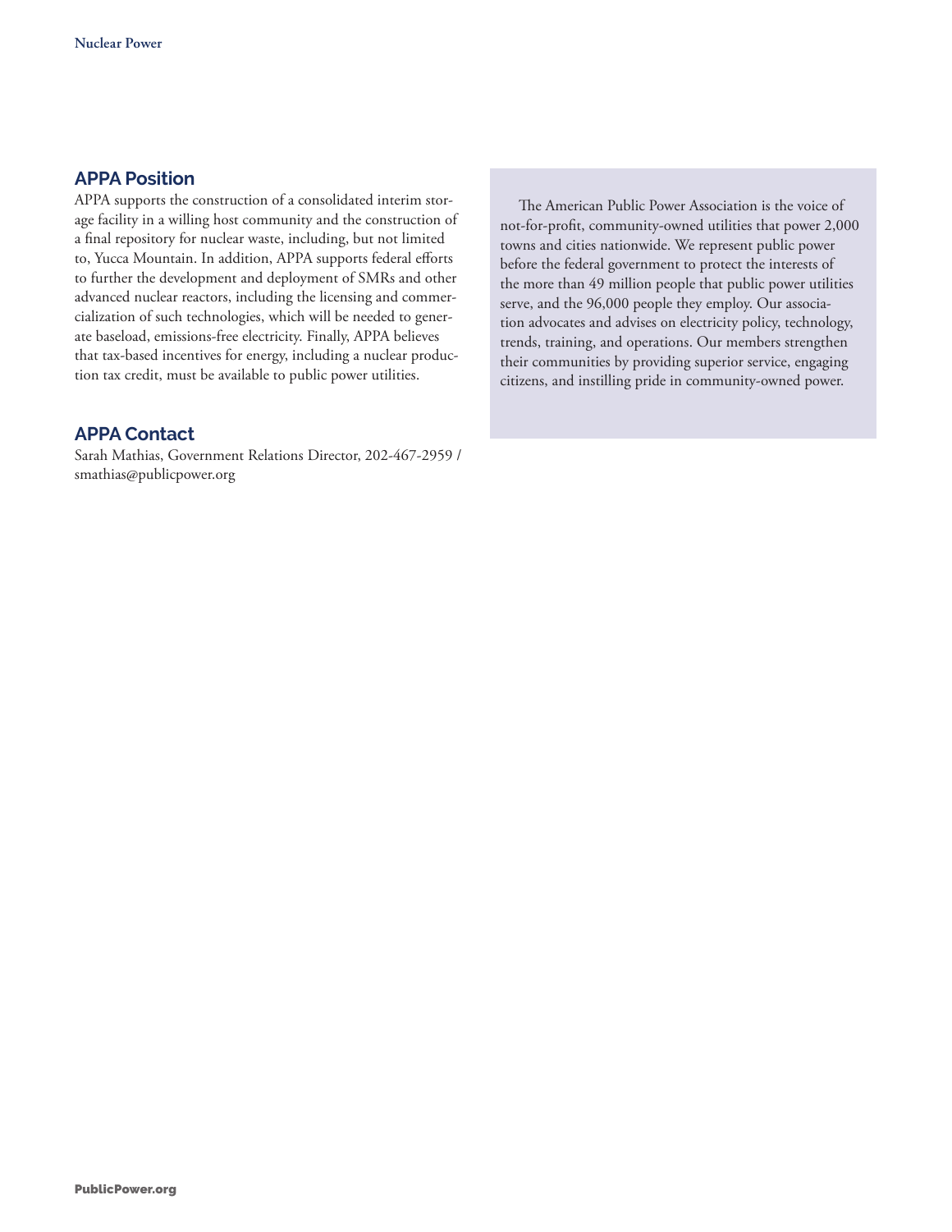## APPA Position

APPA supports the construction of a consolidated interim storage facility in a willing host community and the construction of a final repository for nuclear waste, including, but not limited to, Yucca Mountain. In addition, APPA supports federal efforts to further the development and deployment of SMRs and other advanced nuclear reactors, including the licensing and commercialization of such technologies, which will be needed to generate baseload, emissions-free electricity. Finally, APPA believes that tax-based incentives for energy, including a nuclear production tax credit, must be available to public power utilities.

## APPA Contact

Sarah Mathias, Government Relations Director, 202-467-2959 / smathias@publicpower.org

The American Public Power Association is the voice of not-for-profit, community-owned utilities that power 2,000 towns and cities nationwide. We represent public power before the federal government to protect the interests of the more than 49 million people that public power utilities serve, and the 96,000 people they employ. Our association advocates and advises on electricity policy, technology, trends, training, and operations. Our members strengthen their communities by providing superior service, engaging citizens, and instilling pride in community-owned power.